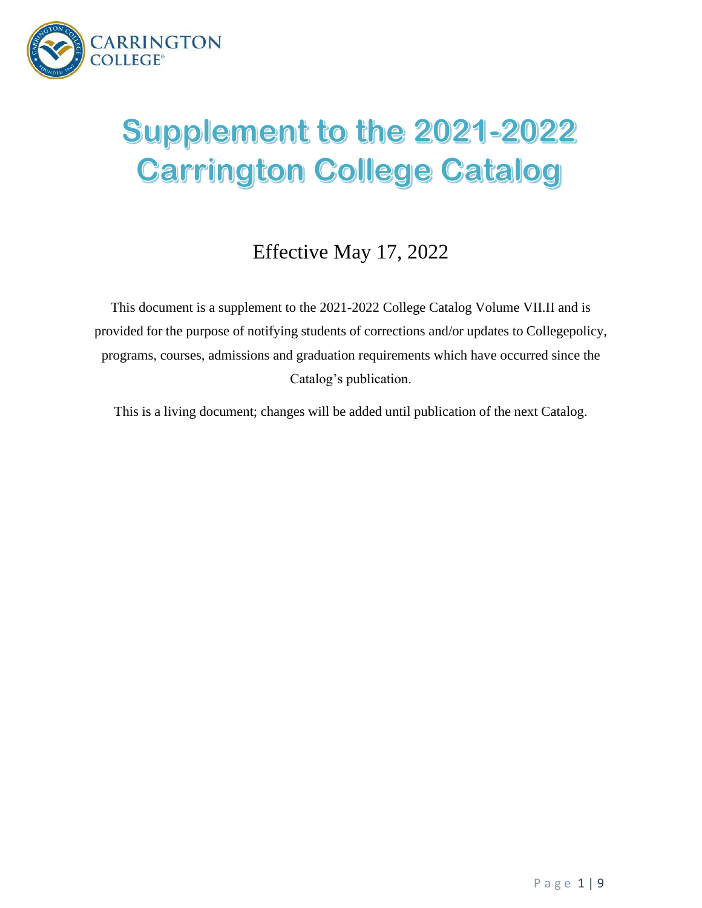# Supplement to the 2021-2022 Carrington College Catalog

## Effective May 17, 2022

This document is a supplement to the 2021-2022 College Catalog Volume VII.II and is provided for the purpose of notifying students of corrections and/or updates to Collegepolicy, programs, courses, admissions and graduation requirements which have occurred since the Catalog's publication.

This is a living document; changes will be added until publication of the next Catalog.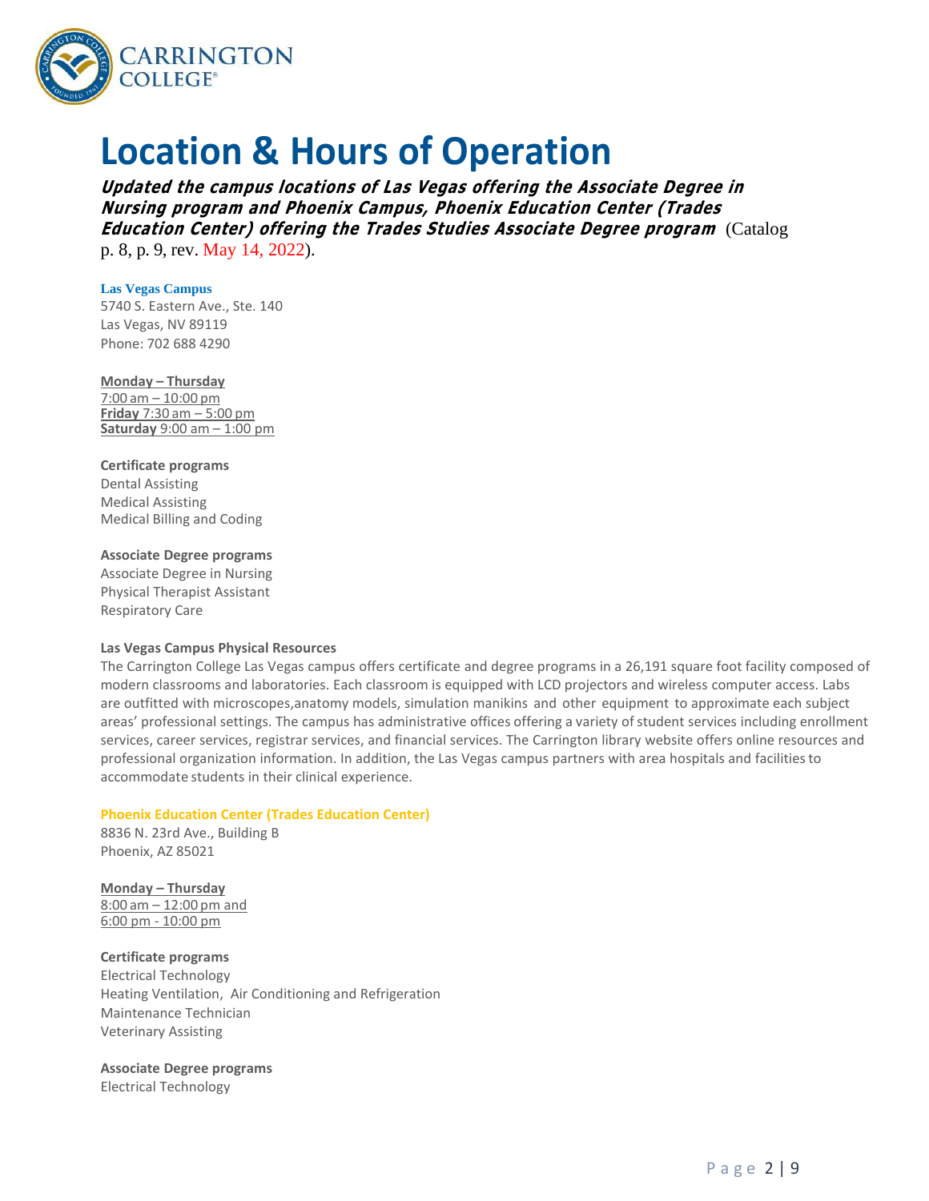# Location & Hours of Operation

***Updated the campus locations of Las Vegas offering the Associate Degree in Nursing program and Phoenix Campus, Phoenix Education Center (Trades Education Center) offering the Trades Studies Associate Degree program*** (Catalog p. 8, p. 9, rev. May 14, 2022).

**Las Vegas Campus**

5740 S. Eastern Ave., Ste. 140
Las Vegas, NV 89119
Phone: 702 688 4290

**Monday – Thursday**
7:00 am – 10:00 pm
**Friday** 7:30 am – 5:00 pm
**Saturday** 9:00 am – 1:00 pm

**Certificate programs**
Dental Assisting
Medical Assisting
Medical Billing and Coding

**Associate Degree programs**
Associate Degree in Nursing
Physical Therapist Assistant
Respiratory Care

**Las Vegas Campus Physical Resources**

The Carrington College Las Vegas campus offers certificate and degree programs in a 26,191 square foot facility composed of modern classrooms and laboratories. Each classroom is equipped with LCD projectors and wireless computer access. Labs are outfitted with microscopes, anatomy models, simulation manikins and other equipment to approximate each subject areas' professional settings. The campus has administrative offices offering a variety of student services including enrollment services, career services, registrar services, and financial services. The Carrington library website offers online resources and professional organization information. In addition, the Las Vegas campus partners with area hospitals and facilities to accommodate students in their clinical experience.

**Phoenix Education Center (Trades Education Center)**

8836 N. 23rd Ave., Building B
Phoenix, AZ 85021

**Monday – Thursday**
8:00 am – 12:00 pm and
6:00 pm - 10:00 pm

**Certificate programs**
Electrical Technology
Heating Ventilation, Air Conditioning and Refrigeration
Maintenance Technician
Veterinary Assisting

**Associate Degree programs**
Electrical Technology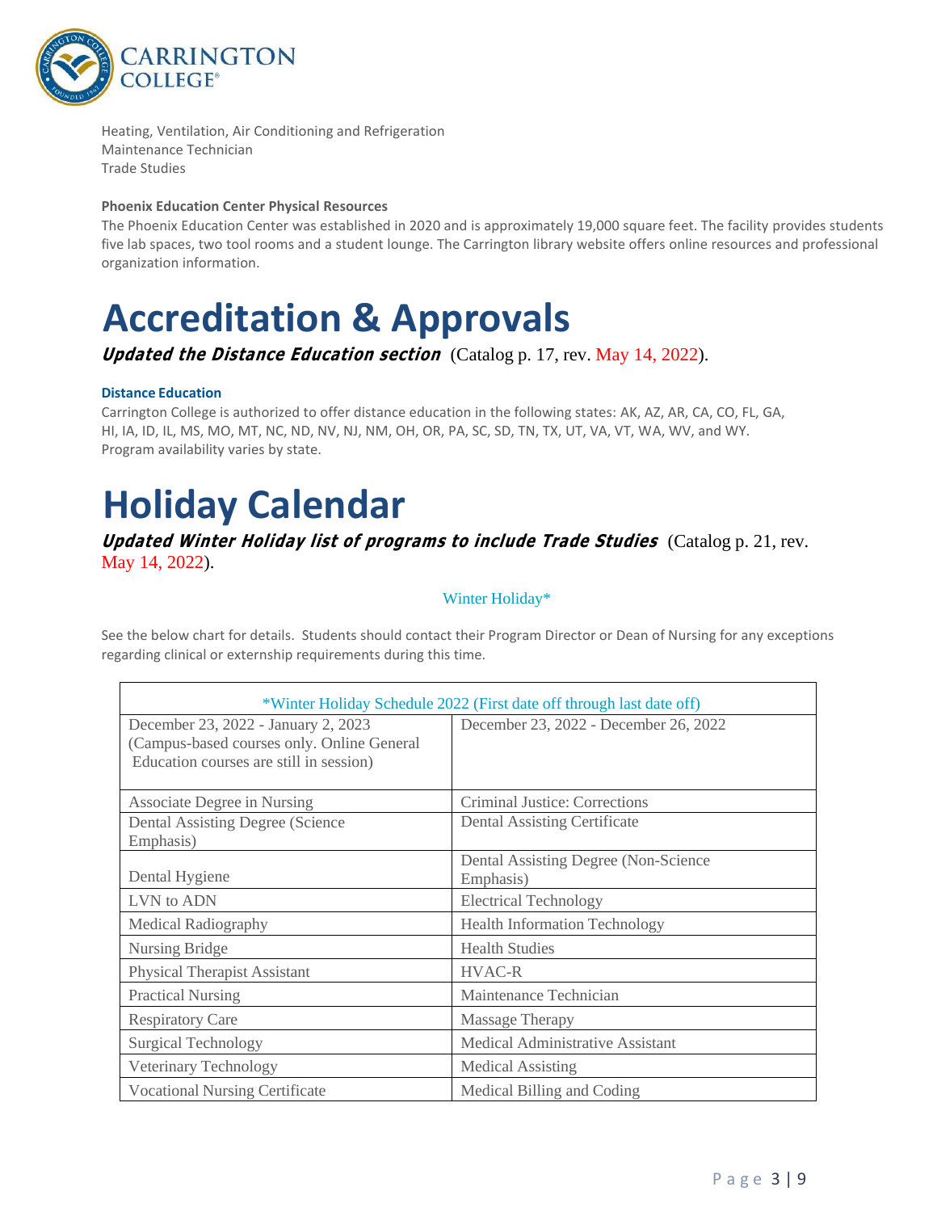Heating, Ventilation, Air Conditioning and Refrigeration
Maintenance Technician
Trade Studies

**Phoenix Education Center Physical Resources**

The Phoenix Education Center was established in 2020 and is approximately 19,000 square feet. The facility provides students five lab spaces, two tool rooms and a student lounge. The Carrington library website offers online resources and professional organization information.

# Accreditation & Approvals

***Updated the Distance Education section*** (Catalog p. 17, rev. May 14, 2022).

### Distance Education

Carrington College is authorized to offer distance education in the following states: AK, AZ, AR, CA, CO, FL, GA, HI, IA, ID, IL, MS, MO, MT, NC, ND, NV, NJ, NM, OH, OR, PA, SC, SD, TN, TX, UT, VA, VT, WA, WV, and WY. Program availability varies by state.

# Holiday Calendar

***Updated Winter Holiday list of programs to include Trade Studies*** (Catalog p. 21, rev. May 14, 2022).

Winter Holiday*

See the below chart for details. Students should contact their Program Director or Dean of Nursing for any exceptions regarding clinical or externship requirements during this time.

| *Winter Holiday Schedule 2022 (First date off through last date off) | |
|---|---|
| December 23, 2022 - January 2, 2023 (Campus-based courses only. Online General Education courses are still in session) | December 23, 2022 - December 26, 2022 |
| Associate Degree in Nursing | Criminal Justice: Corrections |
| Dental Assisting Degree (Science Emphasis) | Dental Assisting Certificate |
| Dental Hygiene | Dental Assisting Degree (Non-Science Emphasis) |
| LVN to ADN | Electrical Technology |
| Medical Radiography | Health Information Technology |
| Nursing Bridge | Health Studies |
| Physical Therapist Assistant | HVAC-R |
| Practical Nursing | Maintenance Technician |
| Respiratory Care | Massage Therapy |
| Surgical Technology | Medical Administrative Assistant |
| Veterinary Technology | Medical Assisting |
| Vocational Nursing Certificate | Medical Billing and Coding |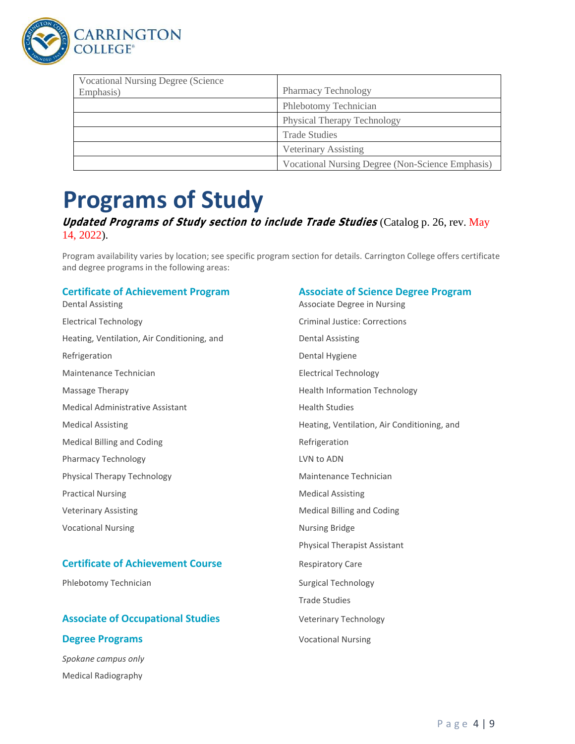| Vocational Nursing Degree (Science Emphasis) | Pharmacy Technology |
|---|---|
| | Phlebotomy Technician |
| | Physical Therapy Technology |
| | Trade Studies |
| | Veterinary Assisting |
| | Vocational Nursing Degree (Non-Science Emphasis) |

# Programs of Study

***Updated Programs of Study section to include Trade Studies*** (Catalog p. 26, rev. May 14, 2022).

Program availability varies by location; see specific program section for details. Carrington College offers certificate and degree programs in the following areas:

### Certificate of Achievement Program

Dental Assisting

Electrical Technology

Heating, Ventilation, Air Conditioning, and Refrigeration

Maintenance Technician

Massage Therapy

Medical Administrative Assistant

Medical Assisting

Medical Billing and Coding

Pharmacy Technology

Physical Therapy Technology

Practical Nursing

Veterinary Assisting

Vocational Nursing

### Certificate of Achievement Course

Phlebotomy Technician

### Associate of Occupational Studies Degree Programs

*Spokane campus only*

Medical Radiography

### Associate of Science Degree Program

Associate Degree in Nursing

Criminal Justice: Corrections

Dental Assisting

Dental Hygiene

Electrical Technology

Health Information Technology

Health Studies

Heating, Ventilation, Air Conditioning, and Refrigeration

LVN to ADN

Maintenance Technician

Medical Assisting

Medical Billing and Coding

Nursing Bridge

Physical Therapist Assistant

Respiratory Care

Surgical Technology

Trade Studies

Veterinary Technology

Vocational Nursing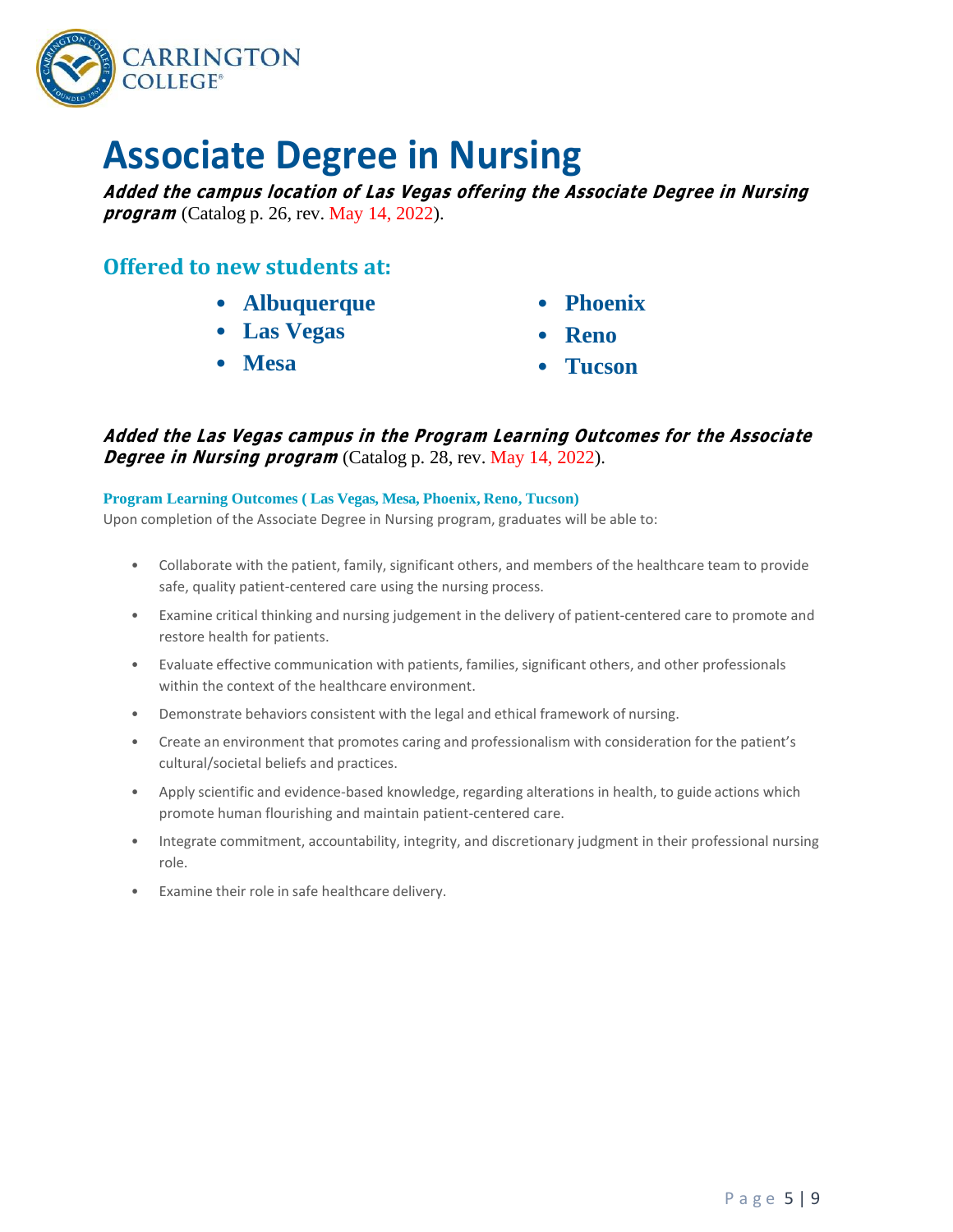# Associate Degree in Nursing

***Added the campus location of Las Vegas offering the Associate Degree in Nursing program*** (Catalog p. 26, rev. May 14, 2022).

## Offered to new students at:

- **Albuquerque**
- **Las Vegas**
- **Mesa**
- **Phoenix**
- **Reno**
- **Tucson**

***Added the Las Vegas campus in the Program Learning Outcomes for the Associate Degree in Nursing program*** (Catalog p. 28, rev. May 14, 2022).

#### Program Learning Outcomes ( Las Vegas, Mesa, Phoenix, Reno, Tucson)

Upon completion of the Associate Degree in Nursing program, graduates will be able to:

- Collaborate with the patient, family, significant others, and members of the healthcare team to provide safe, quality patient-centered care using the nursing process.
- Examine critical thinking and nursing judgement in the delivery of patient-centered care to promote and restore health for patients.
- Evaluate effective communication with patients, families, significant others, and other professionals within the context of the healthcare environment.
- Demonstrate behaviors consistent with the legal and ethical framework of nursing.
- Create an environment that promotes caring and professionalism with consideration for the patient's cultural/societal beliefs and practices.
- Apply scientific and evidence-based knowledge, regarding alterations in health, to guide actions which promote human flourishing and maintain patient-centered care.
- Integrate commitment, accountability, integrity, and discretionary judgment in their professional nursing role.
- Examine their role in safe healthcare delivery.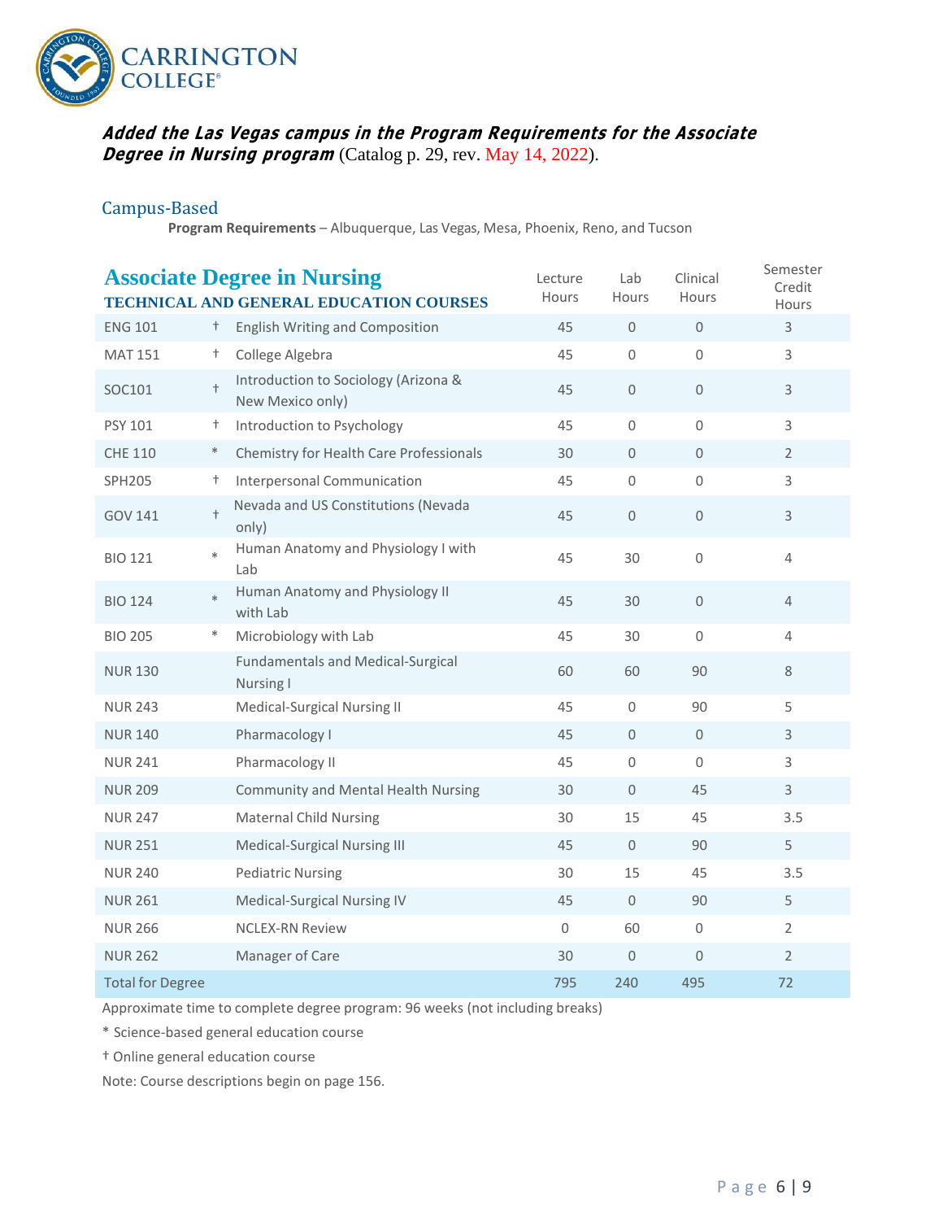***Added the Las Vegas campus in the Program Requirements for the Associate Degree in Nursing program*** (Catalog p. 29, rev. May 14, 2022).

## Campus-Based

**Program Requirements** – Albuquerque, Las Vegas, Mesa, Phoenix, Reno, and Tucson

| **Associate Degree in Nursing** TECHNICAL AND GENERAL EDUCATION COURSES | | | Lecture Hours | Lab Hours | Clinical Hours | Semester Credit Hours |
|---|---|---|---|---|---|---|
| ENG 101 | † | English Writing and Composition | 45 | 0 | 0 | 3 |
| MAT 151 | † | College Algebra | 45 | 0 | 0 | 3 |
| SOC101 | † | Introduction to Sociology (Arizona & New Mexico only) | 45 | 0 | 0 | 3 |
| PSY 101 | † | Introduction to Psychology | 45 | 0 | 0 | 3 |
| CHE 110 | * | Chemistry for Health Care Professionals | 30 | 0 | 0 | 2 |
| SPH205 | † | Interpersonal Communication | 45 | 0 | 0 | 3 |
| GOV 141 | † | Nevada and US Constitutions (Nevada only) | 45 | 0 | 0 | 3 |
| BIO 121 | * | Human Anatomy and Physiology I with Lab | 45 | 30 | 0 | 4 |
| BIO 124 | * | Human Anatomy and Physiology II with Lab | 45 | 30 | 0 | 4 |
| BIO 205 | * | Microbiology with Lab | 45 | 30 | 0 | 4 |
| NUR 130 | | Fundamentals and Medical-Surgical Nursing I | 60 | 60 | 90 | 8 |
| NUR 243 | | Medical-Surgical Nursing II | 45 | 0 | 90 | 5 |
| NUR 140 | | Pharmacology I | 45 | 0 | 0 | 3 |
| NUR 241 | | Pharmacology II | 45 | 0 | 0 | 3 |
| NUR 209 | | Community and Mental Health Nursing | 30 | 0 | 45 | 3 |
| NUR 247 | | Maternal Child Nursing | 30 | 15 | 45 | 3.5 |
| NUR 251 | | Medical-Surgical Nursing III | 45 | 0 | 90 | 5 |
| NUR 240 | | Pediatric Nursing | 30 | 15 | 45 | 3.5 |
| NUR 261 | | Medical-Surgical Nursing IV | 45 | 0 | 90 | 5 |
| NUR 266 | | NCLEX-RN Review | 0 | 60 | 0 | 2 |
| NUR 262 | | Manager of Care | 30 | 0 | 0 | 2 |
| Total for Degree | | | 795 | 240 | 495 | 72 |

Approximate time to complete degree program: 96 weeks (not including breaks)

* Science-based general education course

† Online general education course

Note: Course descriptions begin on page 156.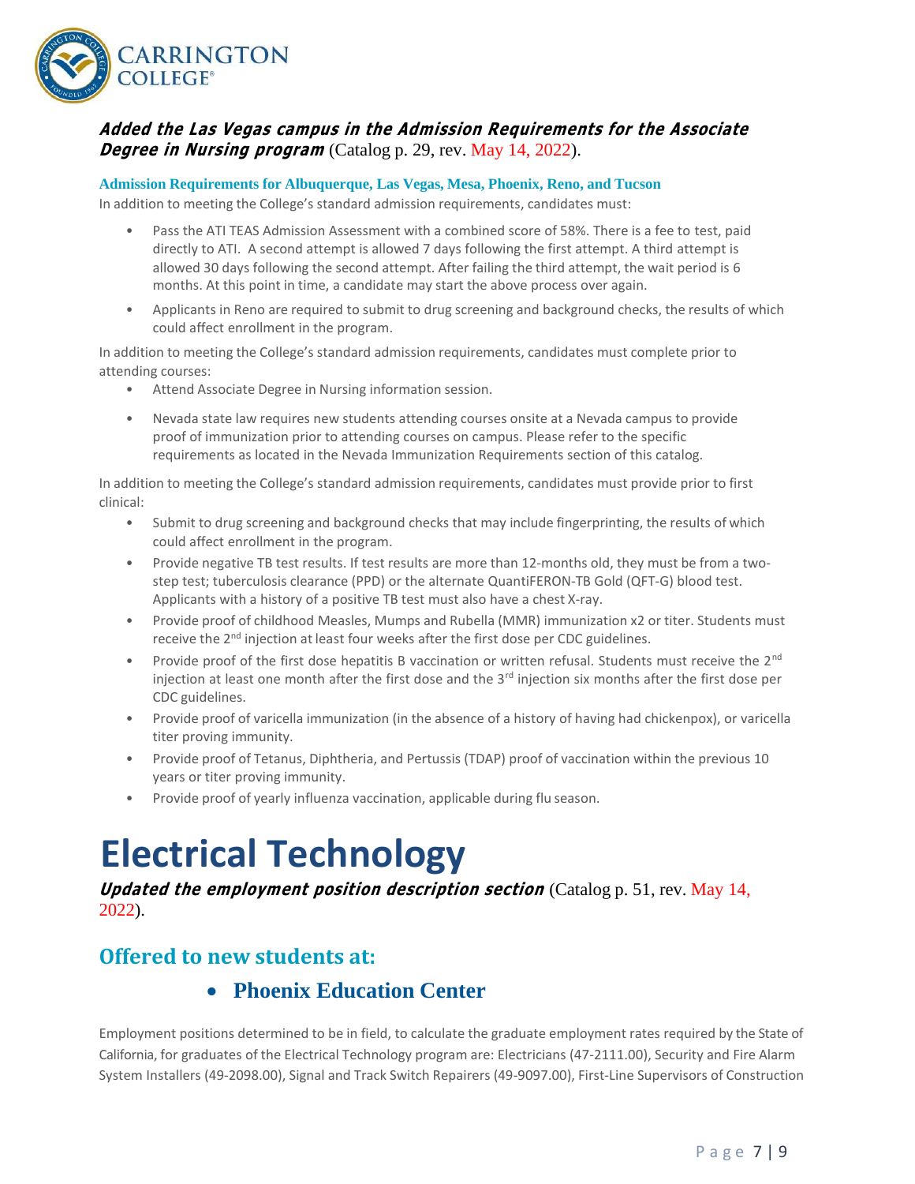***Added the Las Vegas campus in the Admission Requirements for the Associate Degree in Nursing program*** (Catalog p. 29, rev. May 14, 2022).

**Admission Requirements for Albuquerque, Las Vegas, Mesa, Phoenix, Reno, and Tucson**

In addition to meeting the College's standard admission requirements, candidates must:

- Pass the ATI TEAS Admission Assessment with a combined score of 58%. There is a fee to test, paid directly to ATI. A second attempt is allowed 7 days following the first attempt. A third attempt is allowed 30 days following the second attempt. After failing the third attempt, the wait period is 6 months. At this point in time, a candidate may start the above process over again.
- Applicants in Reno are required to submit to drug screening and background checks, the results of which could affect enrollment in the program.

In addition to meeting the College's standard admission requirements, candidates must complete prior to attending courses:

- Attend Associate Degree in Nursing information session.
- Nevada state law requires new students attending courses onsite at a Nevada campus to provide proof of immunization prior to attending courses on campus. Please refer to the specific requirements as located in the Nevada Immunization Requirements section of this catalog.

In addition to meeting the College's standard admission requirements, candidates must provide prior to first clinical:

- Submit to drug screening and background checks that may include fingerprinting, the results of which could affect enrollment in the program.
- Provide negative TB test results. If test results are more than 12-months old, they must be from a two-step test; tuberculosis clearance (PPD) or the alternate QuantiFERON-TB Gold (QFT-G) blood test. Applicants with a history of a positive TB test must also have a chest X-ray.
- Provide proof of childhood Measles, Mumps and Rubella (MMR) immunization x2 or titer. Students must receive the 2nd injection at least four weeks after the first dose per CDC guidelines.
- Provide proof of the first dose hepatitis B vaccination or written refusal. Students must receive the 2nd injection at least one month after the first dose and the 3rd injection six months after the first dose per CDC guidelines.
- Provide proof of varicella immunization (in the absence of a history of having had chickenpox), or varicella titer proving immunity.
- Provide proof of Tetanus, Diphtheria, and Pertussis (TDAP) proof of vaccination within the previous 10 years or titer proving immunity.
- Provide proof of yearly influenza vaccination, applicable during flu season.

# Electrical Technology

***Updated the employment position description section*** (Catalog p. 51, rev. May 14, 2022).

## Offered to new students at:

- **Phoenix Education Center**

Employment positions determined to be in field, to calculate the graduate employment rates required by the State of California, for graduates of the Electrical Technology program are: Electricians (47-2111.00), Security and Fire Alarm System Installers (49-2098.00), Signal and Track Switch Repairers (49-9097.00), First-Line Supervisors of Construction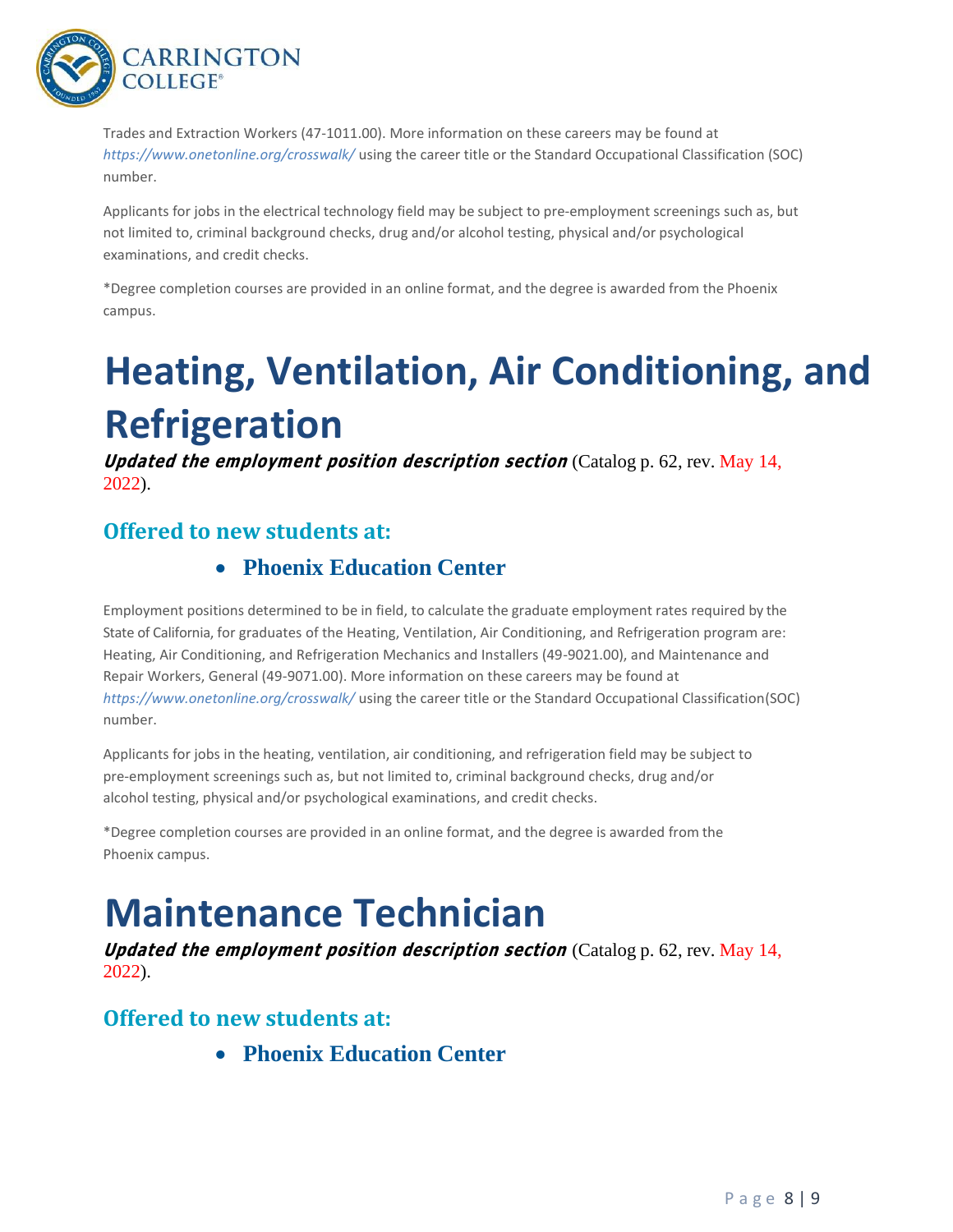Trades and Extraction Workers (47-1011.00). More information on these careers may be found at *https://www.onetonline.org/crosswalk/* using the career title or the Standard Occupational Classification (SOC) number.

Applicants for jobs in the electrical technology field may be subject to pre-employment screenings such as, but not limited to, criminal background checks, drug and/or alcohol testing, physical and/or psychological examinations, and credit checks.

*Degree completion courses are provided in an online format, and the degree is awarded from the Phoenix campus.

# Heating, Ventilation, Air Conditioning, and Refrigeration

***Updated the employment position description section*** (Catalog p. 62, rev. May 14, 2022).

## Offered to new students at:

- **Phoenix Education Center**

Employment positions determined to be in field, to calculate the graduate employment rates required by the State of California, for graduates of the Heating, Ventilation, Air Conditioning, and Refrigeration program are: Heating, Air Conditioning, and Refrigeration Mechanics and Installers (49-9021.00), and Maintenance and Repair Workers, General (49-9071.00). More information on these careers may be found at *https://www.onetonline.org/crosswalk/* using the career title or the Standard Occupational Classification(SOC) number.

Applicants for jobs in the heating, ventilation, air conditioning, and refrigeration field may be subject to pre-employment screenings such as, but not limited to, criminal background checks, drug and/or alcohol testing, physical and/or psychological examinations, and credit checks.

*Degree completion courses are provided in an online format, and the degree is awarded from the Phoenix campus.

# Maintenance Technician

***Updated the employment position description section*** (Catalog p. 62, rev. May 14, 2022).

## Offered to new students at:

- **Phoenix Education Center**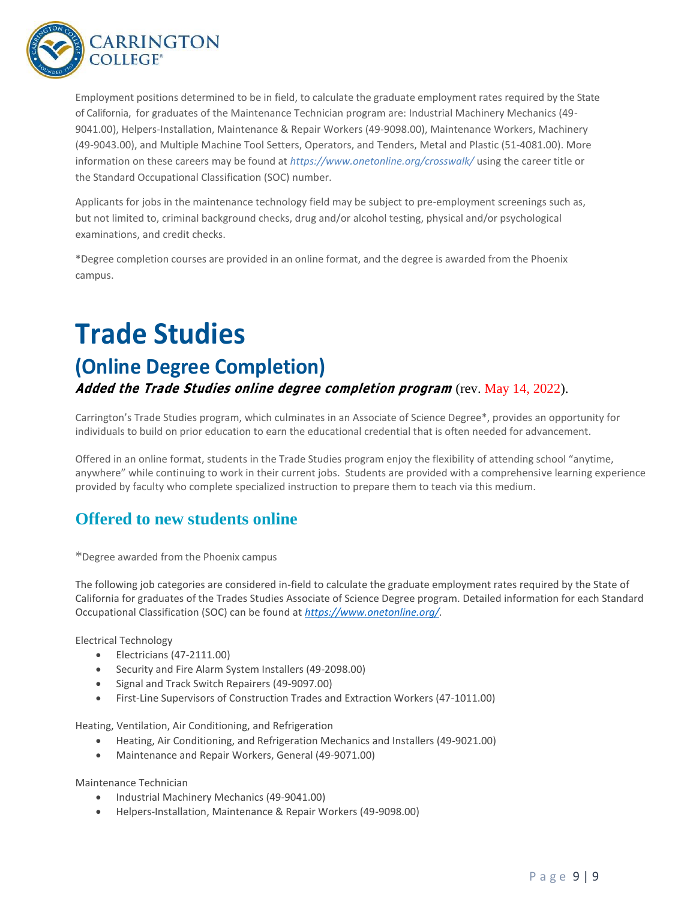Employment positions determined to be in field, to calculate the graduate employment rates required by the State of California, for graduates of the Maintenance Technician program are: Industrial Machinery Mechanics (49-9041.00), Helpers-Installation, Maintenance & Repair Workers (49-9098.00), Maintenance Workers, Machinery (49-9043.00), and Multiple Machine Tool Setters, Operators, and Tenders, Metal and Plastic (51-4081.00). More information on these careers may be found at *https://www.onetonline.org/crosswalk/* using the career title or the Standard Occupational Classification (SOC) number.

Applicants for jobs in the maintenance technology field may be subject to pre-employment screenings such as, but not limited to, criminal background checks, drug and/or alcohol testing, physical and/or psychological examinations, and credit checks.

*Degree completion courses are provided in an online format, and the degree is awarded from the Phoenix campus.

# Trade Studies

## (Online Degree Completion)

***Added the Trade Studies online degree completion program*** (rev. May 14, 2022).

Carrington's Trade Studies program, which culminates in an Associate of Science Degree*, provides an opportunity for individuals to build on prior education to earn the educational credential that is often needed for advancement.

Offered in an online format, students in the Trade Studies program enjoy the flexibility of attending school "anytime, anywhere" while continuing to work in their current jobs. Students are provided with a comprehensive learning experience provided by faculty who complete specialized instruction to prepare them to teach via this medium.

### Offered to new students online

*Degree awarded from the Phoenix campus

The following job categories are considered in-field to calculate the graduate employment rates required by the State of California for graduates of the Trades Studies Associate of Science Degree program. Detailed information for each Standard Occupational Classification (SOC) can be found at *https://www.onetonline.org/*.

Electrical Technology

- Electricians (47-2111.00)
- Security and Fire Alarm System Installers (49-2098.00)
- Signal and Track Switch Repairers (49-9097.00)
- First-Line Supervisors of Construction Trades and Extraction Workers (47-1011.00)

Heating, Ventilation, Air Conditioning, and Refrigeration

- Heating, Air Conditioning, and Refrigeration Mechanics and Installers (49-9021.00)
- Maintenance and Repair Workers, General (49-9071.00)

Maintenance Technician

- Industrial Machinery Mechanics (49-9041.00)
- Helpers-Installation, Maintenance & Repair Workers (49-9098.00)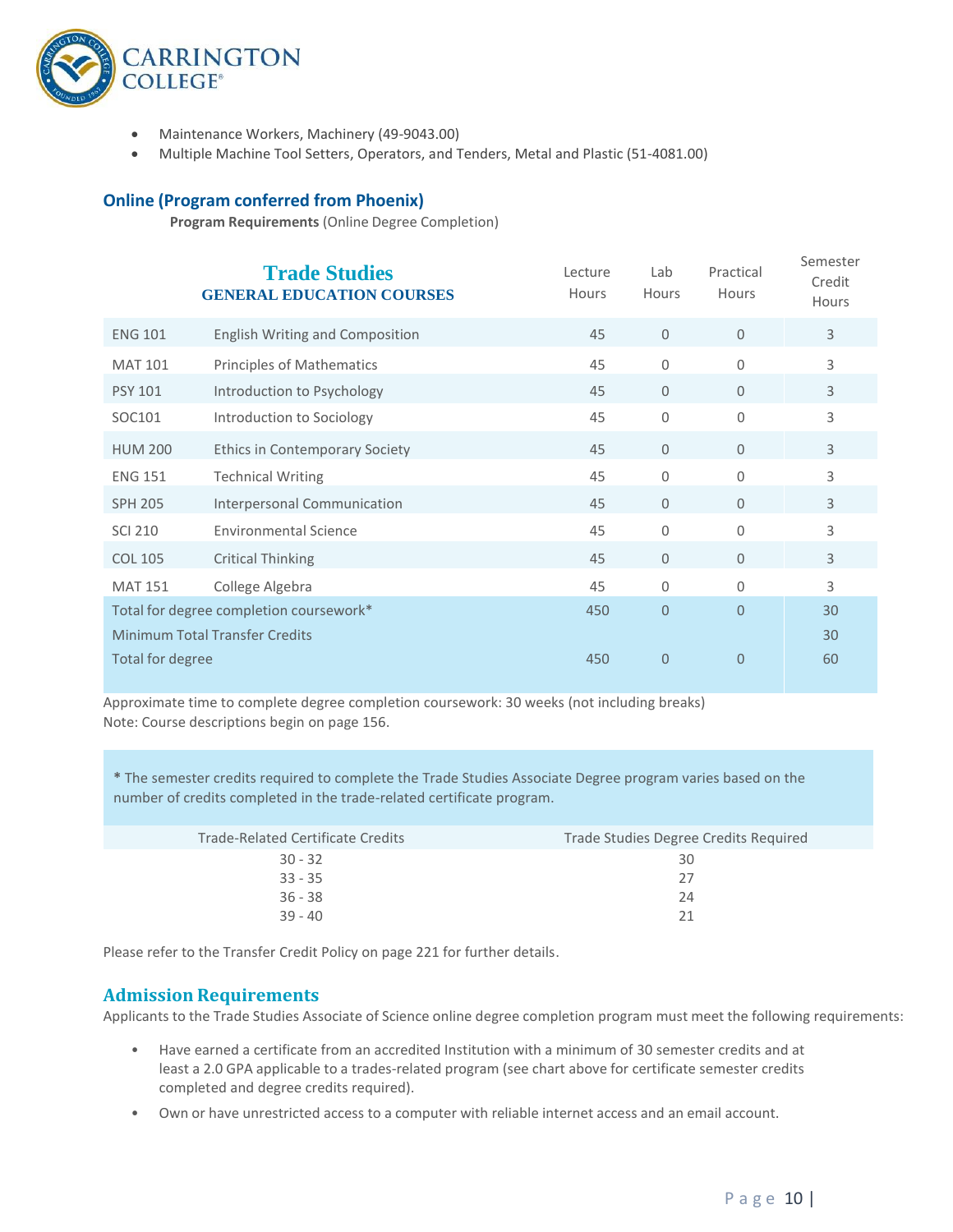- Maintenance Workers, Machinery (49-9043.00)
- Multiple Machine Tool Setters, Operators, and Tenders, Metal and Plastic (51-4081.00)

### Online (Program conferred from Phoenix)

**Program Requirements** (Online Degree Completion)

| Trade Studies<br>GENERAL EDUCATION COURSES | | Lecture Hours | Lab Hours | Practical Hours | Semester Credit Hours |
|---|---|---|---|---|---|
| ENG 101 | English Writing and Composition | 45 | 0 | 0 | 3 |
| MAT 101 | Principles of Mathematics | 45 | 0 | 0 | 3 |
| PSY 101 | Introduction to Psychology | 45 | 0 | 0 | 3 |
| SOC101 | Introduction to Sociology | 45 | 0 | 0 | 3 |
| HUM 200 | Ethics in Contemporary Society | 45 | 0 | 0 | 3 |
| ENG 151 | Technical Writing | 45 | 0 | 0 | 3 |
| SPH 205 | Interpersonal Communication | 45 | 0 | 0 | 3 |
| SCI 210 | Environmental Science | 45 | 0 | 0 | 3 |
| COL 105 | Critical Thinking | 45 | 0 | 0 | 3 |
| MAT 151 | College Algebra | 45 | 0 | 0 | 3 |
| Total for degree completion coursework* | | 450 | 0 | 0 | 30 |
| Minimum Total Transfer Credits | | | | | 30 |
| Total for degree | | 450 | 0 | 0 | 60 |

Approximate time to complete degree completion coursework: 30 weeks (not including breaks)
Note: Course descriptions begin on page 156.

\* The semester credits required to complete the Trade Studies Associate Degree program varies based on the number of credits completed in the trade-related certificate program.

| Trade-Related Certificate Credits | Trade Studies Degree Credits Required |
|---|---|
| 30 - 32 | 30 |
| 33 - 35 | 27 |
| 36 - 38 | 24 |
| 39 - 40 | 21 |

Please refer to the Transfer Credit Policy on page 221 for further details.

## Admission Requirements

Applicants to the Trade Studies Associate of Science online degree completion program must meet the following requirements:

- Have earned a certificate from an accredited Institution with a minimum of 30 semester credits and at least a 2.0 GPA applicable to a trades-related program (see chart above for certificate semester credits completed and degree credits required).
- Own or have unrestricted access to a computer with reliable internet access and an email account.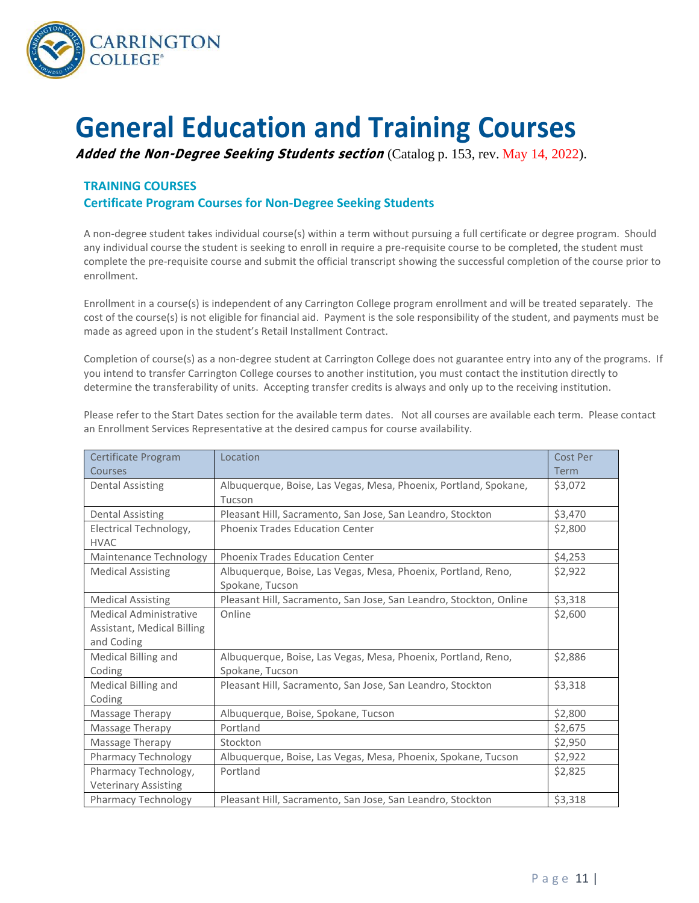# General Education and Training Courses

***Added the Non-Degree Seeking Students section*** (Catalog p. 153, rev. May 14, 2022).

### TRAINING COURSES

### Certificate Program Courses for Non-Degree Seeking Students

A non-degree student takes individual course(s) within a term without pursuing a full certificate or degree program. Should any individual course the student is seeking to enroll in require a pre-requisite course to be completed, the student must complete the pre-requisite course and submit the official transcript showing the successful completion of the course prior to enrollment.

Enrollment in a course(s) is independent of any Carrington College program enrollment and will be treated separately. The cost of the course(s) is not eligible for financial aid. Payment is the sole responsibility of the student, and payments must be made as agreed upon in the student's Retail Installment Contract.

Completion of course(s) as a non-degree student at Carrington College does not guarantee entry into any of the programs. If you intend to transfer Carrington College courses to another institution, you must contact the institution directly to determine the transferability of units. Accepting transfer credits is always and only up to the receiving institution.

Please refer to the Start Dates section for the available term dates. Not all courses are available each term. Please contact an Enrollment Services Representative at the desired campus for course availability.

| Certificate Program Courses | Location | Cost Per Term |
|---|---|---|
| Dental Assisting | Albuquerque, Boise, Las Vegas, Mesa, Phoenix, Portland, Spokane, Tucson | $3,072 |
| Dental Assisting | Pleasant Hill, Sacramento, San Jose, San Leandro, Stockton | $3,470 |
| Electrical Technology, HVAC | Phoenix Trades Education Center | $2,800 |
| Maintenance Technology | Phoenix Trades Education Center | $4,253 |
| Medical Assisting | Albuquerque, Boise, Las Vegas, Mesa, Phoenix, Portland, Reno, Spokane, Tucson | $2,922 |
| Medical Assisting | Pleasant Hill, Sacramento, San Jose, San Leandro, Stockton, Online | $3,318 |
| Medical Administrative Assistant, Medical Billing and Coding | Online | $2,600 |
| Medical Billing and Coding | Albuquerque, Boise, Las Vegas, Mesa, Phoenix, Portland, Reno, Spokane, Tucson | $2,886 |
| Medical Billing and Coding | Pleasant Hill, Sacramento, San Jose, San Leandro, Stockton | $3,318 |
| Massage Therapy | Albuquerque, Boise, Spokane, Tucson | $2,800 |
| Massage Therapy | Portland | $2,675 |
| Massage Therapy | Stockton | $2,950 |
| Pharmacy Technology | Albuquerque, Boise, Las Vegas, Mesa, Phoenix, Spokane, Tucson | $2,922 |
| Pharmacy Technology, Veterinary Assisting | Portland | $2,825 |
| Pharmacy Technology | Pleasant Hill, Sacramento, San Jose, San Leandro, Stockton | $3,318 |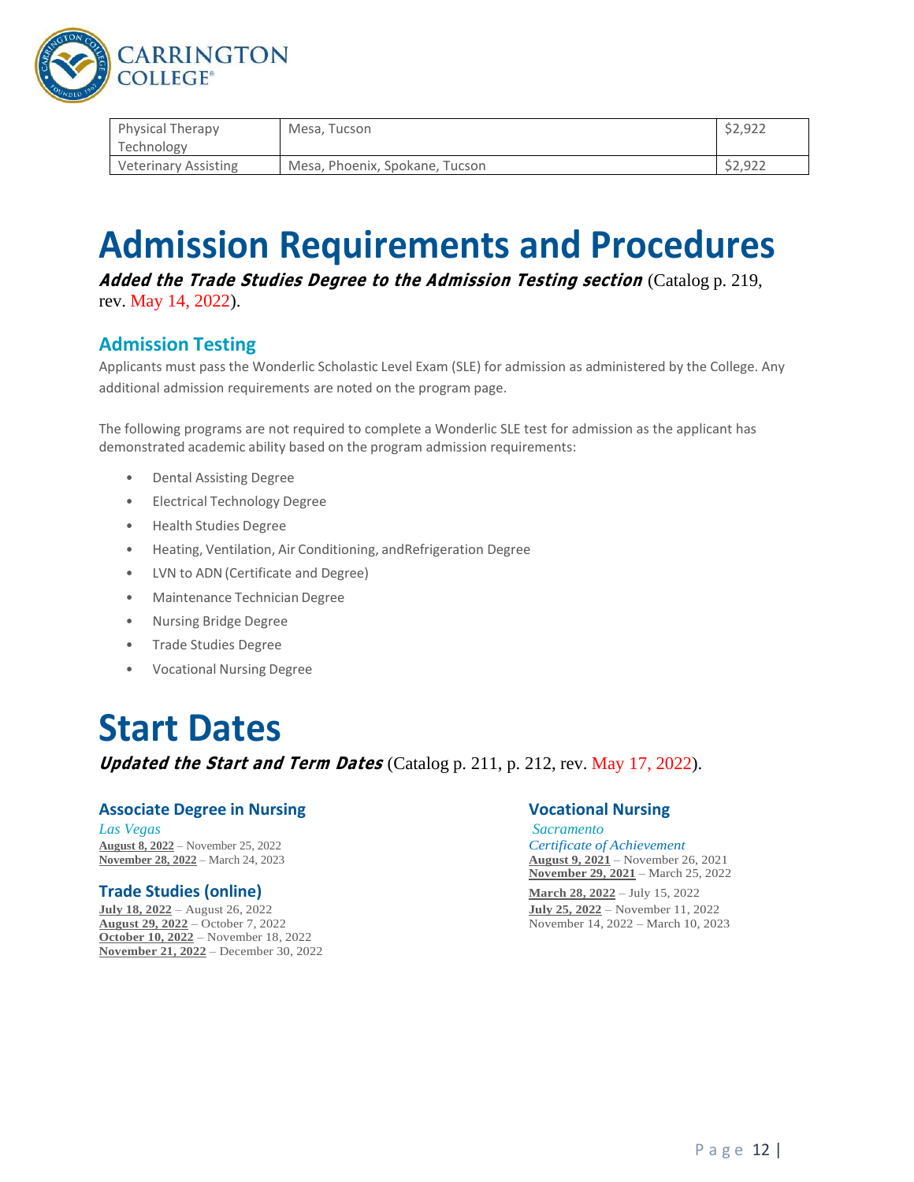| Physical Therapy Technology | Mesa, Tucson | $2,922 |
|---|---|---|
| Veterinary Assisting | Mesa, Phoenix, Spokane, Tucson | $2,922 |

# Admission Requirements and Procedures

***Added the Trade Studies Degree to the Admission Testing section*** (Catalog p. 219, rev. May 14, 2022).

## Admission Testing

Applicants must pass the Wonderlic Scholastic Level Exam (SLE) for admission as administered by the College. Any additional admission requirements are noted on the program page.

The following programs are not required to complete a Wonderlic SLE test for admission as the applicant has demonstrated academic ability based on the program admission requirements:

- Dental Assisting Degree
- Electrical Technology Degree
- Health Studies Degree
- Heating, Ventilation, Air Conditioning, andRefrigeration Degree
- LVN to ADN (Certificate and Degree)
- Maintenance Technician Degree
- Nursing Bridge Degree
- Trade Studies Degree
- Vocational Nursing Degree

# Start Dates

***Updated the Start and Term Dates*** (Catalog p. 211, p. 212, rev. May 17, 2022).

### Associate Degree in Nursing

*Las Vegas*

**August 8, 2022** – November 25, 2022
**November 28, 2022** – March 24, 2023

### Trade Studies (online)

**July 18, 2022** – August 26, 2022
**August 29, 2022** – October 7, 2022
**October 10, 2022** – November 18, 2022
**November 21, 2022** – December 30, 2022

### Vocational Nursing

*Sacramento*
*Certificate of Achievement*

**August 9, 2021** – November 26, 2021
**November 29, 2021** – March 25, 2022
**March 28, 2022** – July 15, 2022
**July 25, 2022** – November 11, 2022
November 14, 2022 – March 10, 2023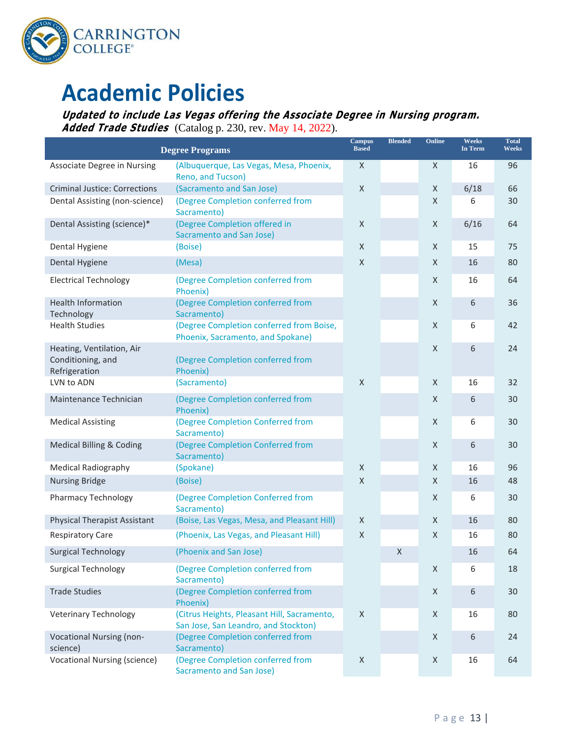# Academic Policies

***Updated to include Las Vegas offering the Associate Degree in Nursing program. Added Trade Studies*** (Catalog p. 230, rev. May 14, 2022).

| Degree Programs | | Campus Based | Blended | Online | Weeks In Term | Total Weeks |
|---|---|---|---|---|---|---|
| Associate Degree in Nursing | (Albuquerque, Las Vegas, Mesa, Phoenix, Reno, and Tucson) | X | | X | 16 | 96 |
| Criminal Justice: Corrections | (Sacramento and San Jose) | X | | X | 6/18 | 66 |
| Dental Assisting (non-science) | (Degree Completion conferred from Sacramento) | | | X | 6 | 30 |
| Dental Assisting (science)* | (Degree Completion offered in Sacramento and San Jose) | X | | X | 6/16 | 64 |
| Dental Hygiene | (Boise) | X | | X | 15 | 75 |
| Dental Hygiene | (Mesa) | X | | X | 16 | 80 |
| Electrical Technology | (Degree Completion conferred from Phoenix) | | | X | 16 | 64 |
| Health Information Technology | (Degree Completion conferred from Sacramento) | | | X | 6 | 36 |
| Health Studies | (Degree Completion conferred from Boise, Phoenix, Sacramento, and Spokane) | | | X | 6 | 42 |
| Heating, Ventilation, Air Conditioning, and Refrigeration | (Degree Completion conferred from Phoenix) | | | X | 6 | 24 |
| LVN to ADN | (Sacramento) | X | | X | 16 | 32 |
| Maintenance Technician | (Degree Completion conferred from Phoenix) | | | X | 6 | 30 |
| Medical Assisting | (Degree Completion Conferred from Sacramento) | | | X | 6 | 30 |
| Medical Billing & Coding | (Degree Completion Conferred from Sacramento) | | | X | 6 | 30 |
| Medical Radiography | (Spokane) | X | | X | 16 | 96 |
| Nursing Bridge | (Boise) | X | | X | 16 | 48 |
| Pharmacy Technology | (Degree Completion Conferred from Sacramento) | | | X | 6 | 30 |
| Physical Therapist Assistant | (Boise, Las Vegas, Mesa, and Pleasant Hill) | X | | X | 16 | 80 |
| Respiratory Care | (Phoenix, Las Vegas, and Pleasant Hill) | X | | X | 16 | 80 |
| Surgical Technology | (Phoenix and San Jose) | | X | | 16 | 64 |
| Surgical Technology | (Degree Completion conferred from Sacramento) | | | X | 6 | 18 |
| Trade Studies | (Degree Completion conferred from Phoenix) | | | X | 6 | 30 |
| Veterinary Technology | (Citrus Heights, Pleasant Hill, Sacramento, San Jose, San Leandro, and Stockton) | X | | X | 16 | 80 |
| Vocational Nursing (non-science) | (Degree Completion conferred from Sacramento) | | | X | 6 | 24 |
| Vocational Nursing (science) | (Degree Completion conferred from Sacramento and San Jose) | X | | X | 16 | 64 |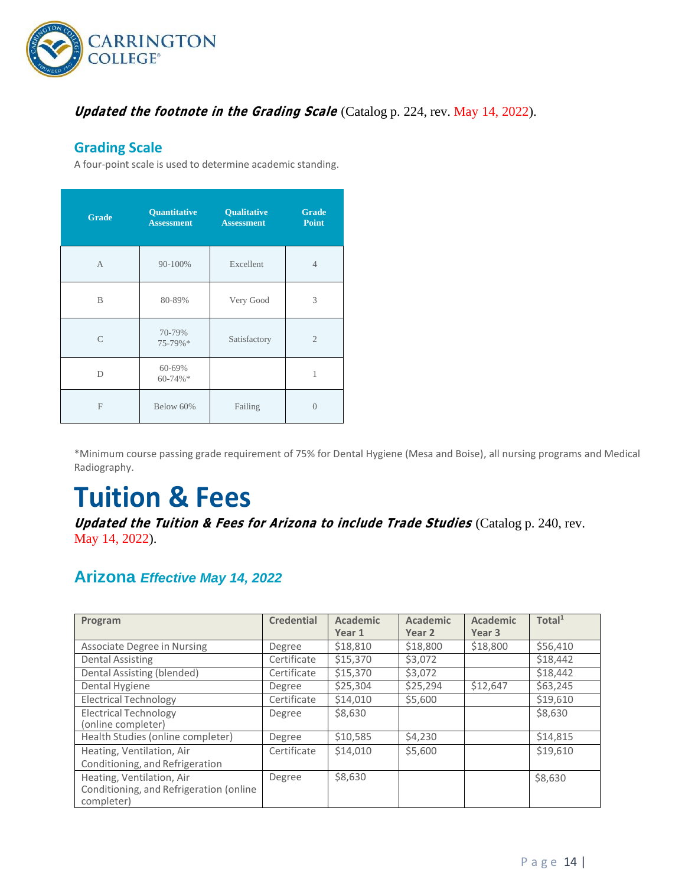***Updated the footnote in the Grading Scale*** (Catalog p. 224, rev. May 14, 2022).

## Grading Scale

A four-point scale is used to determine academic standing.

| Grade | Quantitative Assessment | Qualitative Assessment | Grade Point |
|---|---|---|---|
| A | 90-100% | Excellent | 4 |
| B | 80-89% | Very Good | 3 |
| C | 70-79%<br>75-79%* | Satisfactory | 2 |
| D | 60-69%<br>60-74%* | | 1 |
| F | Below 60% | Failing | 0 |

*Minimum course passing grade requirement of 75% for Dental Hygiene (Mesa and Boise), all nursing programs and Medical Radiography.

# Tuition & Fees

***Updated the Tuition & Fees for Arizona to include Trade Studies*** (Catalog p. 240, rev. May 14, 2022).

## Arizona *Effective May 14, 2022*

| Program | Credential | Academic Year 1 | Academic Year 2 | Academic Year 3 | Total[1] |
|---|---|---|---|---|---|
| Associate Degree in Nursing | Degree | $18,810 | $18,800 | $18,800 | $56,410 |
| Dental Assisting | Certificate | $15,370 | $3,072 | | $18,442 |
| Dental Assisting (blended) | Certificate | $15,370 | $3,072 | | $18,442 |
| Dental Hygiene | Degree | $25,304 | $25,294 | $12,647 | $63,245 |
| Electrical Technology | Certificate | $14,010 | $5,600 | | $19,610 |
| Electrical Technology (online completer) | Degree | $8,630 | | | $8,630 |
| Health Studies (online completer) | Degree | $10,585 | $4,230 | | $14,815 |
| Heating, Ventilation, Air Conditioning, and Refrigeration | Certificate | $14,010 | $5,600 | | $19,610 |
| Heating, Ventilation, Air Conditioning, and Refrigeration (online completer) | Degree | $8,630 | | | $8,630 |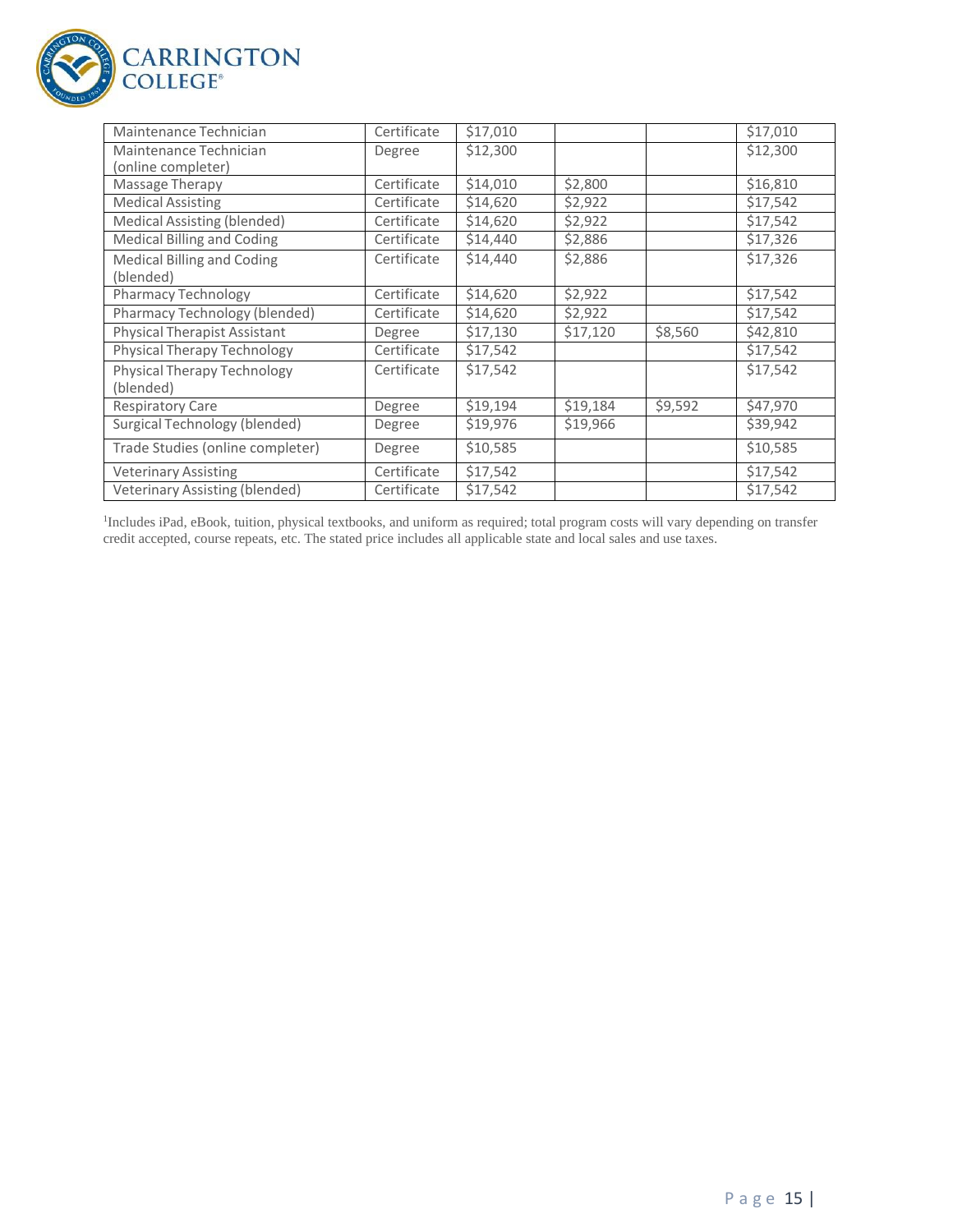| | | | | | |
|---|---|---|---|---|---|
| Maintenance Technician | Certificate | $17,010 | | | $17,010 |
| Maintenance Technician (online completer) | Degree | $12,300 | | | $12,300 |
| Massage Therapy | Certificate | $14,010 | $2,800 | | $16,810 |
| Medical Assisting | Certificate | $14,620 | $2,922 | | $17,542 |
| Medical Assisting (blended) | Certificate | $14,620 | $2,922 | | $17,542 |
| Medical Billing and Coding | Certificate | $14,440 | $2,886 | | $17,326 |
| Medical Billing and Coding (blended) | Certificate | $14,440 | $2,886 | | $17,326 |
| Pharmacy Technology | Certificate | $14,620 | $2,922 | | $17,542 |
| Pharmacy Technology (blended) | Certificate | $14,620 | $2,922 | | $17,542 |
| Physical Therapist Assistant | Degree | $17,130 | $17,120 | $8,560 | $42,810 |
| Physical Therapy Technology | Certificate | $17,542 | | | $17,542 |
| Physical Therapy Technology (blended) | Certificate | $17,542 | | | $17,542 |
| Respiratory Care | Degree | $19,194 | $19,184 | $9,592 | $47,970 |
| Surgical Technology (blended) | Degree | $19,976 | $19,966 | | $39,942 |
| Trade Studies (online completer) | Degree | $10,585 | | | $10,585 |
| Veterinary Assisting | Certificate | $17,542 | | | $17,542 |
| Veterinary Assisting (blended) | Certificate | $17,542 | | | $17,542 |

[1]Includes iPad, eBook, tuition, physical textbooks, and uniform as required; total program costs will vary depending on transfer credit accepted, course repeats, etc. The stated price includes all applicable state and local sales and use taxes.